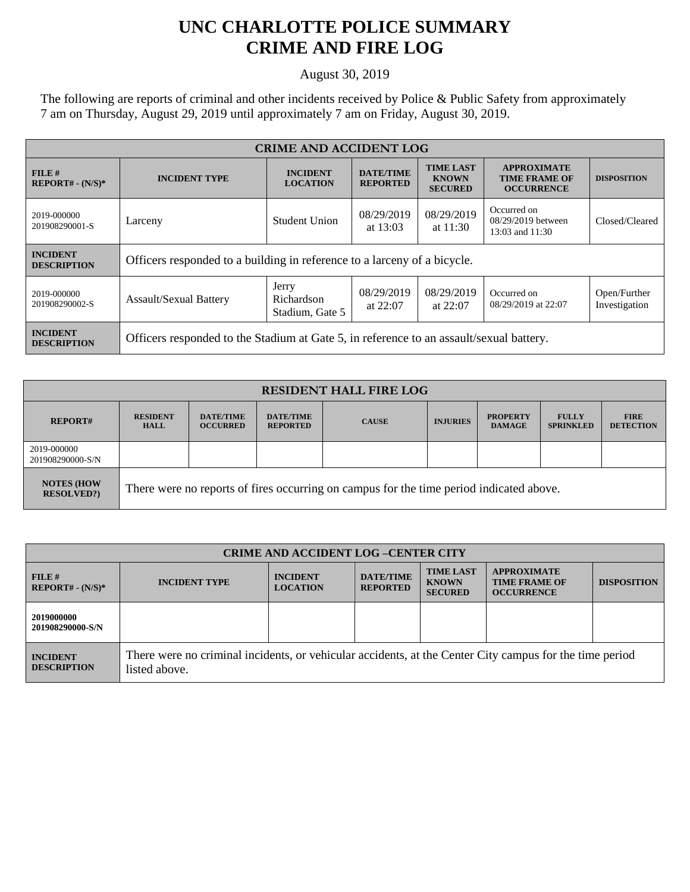# UNC CHARLOTTE POLICE SUMMARY
# CRIME AND FIRE LOG

August 30, 2019

The following are reports of criminal and other incidents received by Police & Public Safety from approximately 7 am on Thursday, August 29, 2019 until approximately 7 am on Friday, August 30, 2019.

| CRIME AND ACCIDENT LOG | | | | | | |
|---|---|---|---|---|---|---|
| **FILE # REPORT# - (N/S)*** | **INCIDENT TYPE** | **INCIDENT LOCATION** | **DATE/TIME REPORTED** | **TIME LAST KNOWN SECURED** | **APPROXIMATE TIME FRAME OF OCCURRENCE** | **DISPOSITION** |
| 2019-000000 201908290001-S | Larceny | Student Union | 08/29/2019 at 13:03 | 08/29/2019 at 11:30 | Occurred on 08/29/2019 between 13:03 and 11:30 | Closed/Cleared |
| **INCIDENT DESCRIPTION** | Officers responded to a building in reference to a larceny of a bicycle. | | | | | |
| 2019-000000 201908290002-S | Assault/Sexual Battery | Jerry Richardson Stadium, Gate 5 | 08/29/2019 at 22:07 | 08/29/2019 at 22:07 | Occurred on 08/29/2019 at 22:07 | Open/Further Investigation |
| **INCIDENT DESCRIPTION** | Officers responded to the Stadium at Gate 5, in reference to an assault/sexual battery. | | | | | |

| RESIDENT HALL FIRE LOG | | | | | | | | |
|---|---|---|---|---|---|---|---|---|
| **REPORT#** | **RESIDENT HALL** | **DATE/TIME OCCURRED** | **DATE/TIME REPORTED** | **CAUSE** | **INJURIES** | **PROPERTY DAMAGE** | **FULLY SPRINKLED** | **FIRE DETECTION** |
| 2019-000000 201908290000-S/N | | | | | | | | |
| **NOTES (HOW RESOLVED?)** | There were no reports of fires occurring on campus for the time period indicated above. | | | | | | | |

| CRIME AND ACCIDENT LOG –CENTER CITY | | | | | | |
|---|---|---|---|---|---|---|
| **FILE # REPORT# - (N/S)*** | **INCIDENT TYPE** | **INCIDENT LOCATION** | **DATE/TIME REPORTED** | **TIME LAST KNOWN SECURED** | **APPROXIMATE TIME FRAME OF OCCURRENCE** | **DISPOSITION** |
| **2019000000 201908290000-S/N** | | | | | | |
| **INCIDENT DESCRIPTION** | There were no criminal incidents, or vehicular accidents, at the Center City campus for the time period listed above. | | | | | |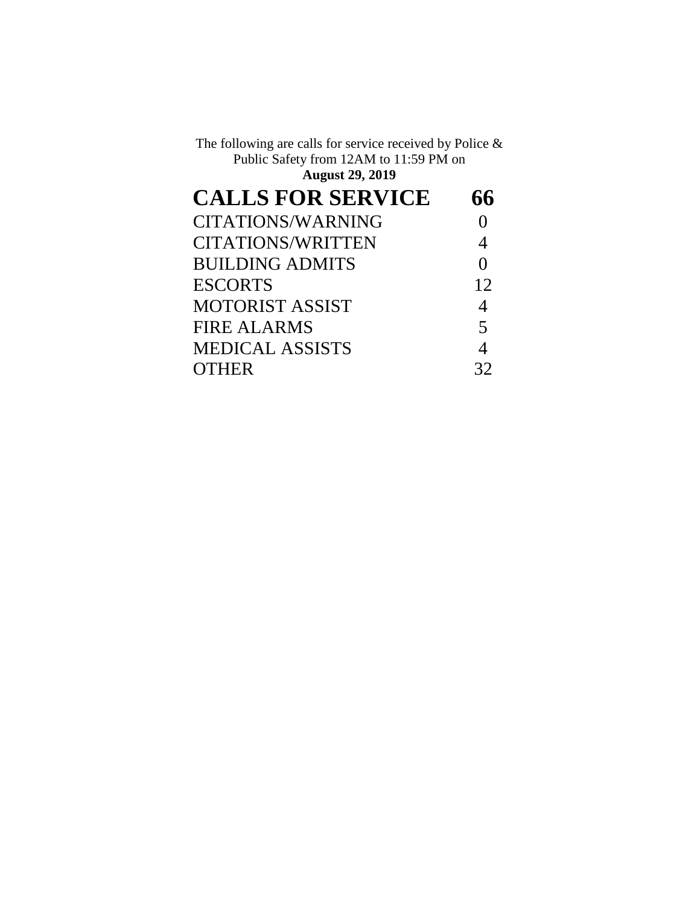The following are calls for service received by Police & Public Safety from 12AM to 11:59 PM on

**August 29, 2019**

| | |
|---|---|
| **CALLS FOR SERVICE** | **66** |
| CITATIONS/WARNING | 0 |
| CITATIONS/WRITTEN | 4 |
| BUILDING ADMITS | 0 |
| ESCORTS | 12 |
| MOTORIST ASSIST | 4 |
| FIRE ALARMS | 5 |
| MEDICAL ASSISTS | 4 |
| OTHER | 32 |